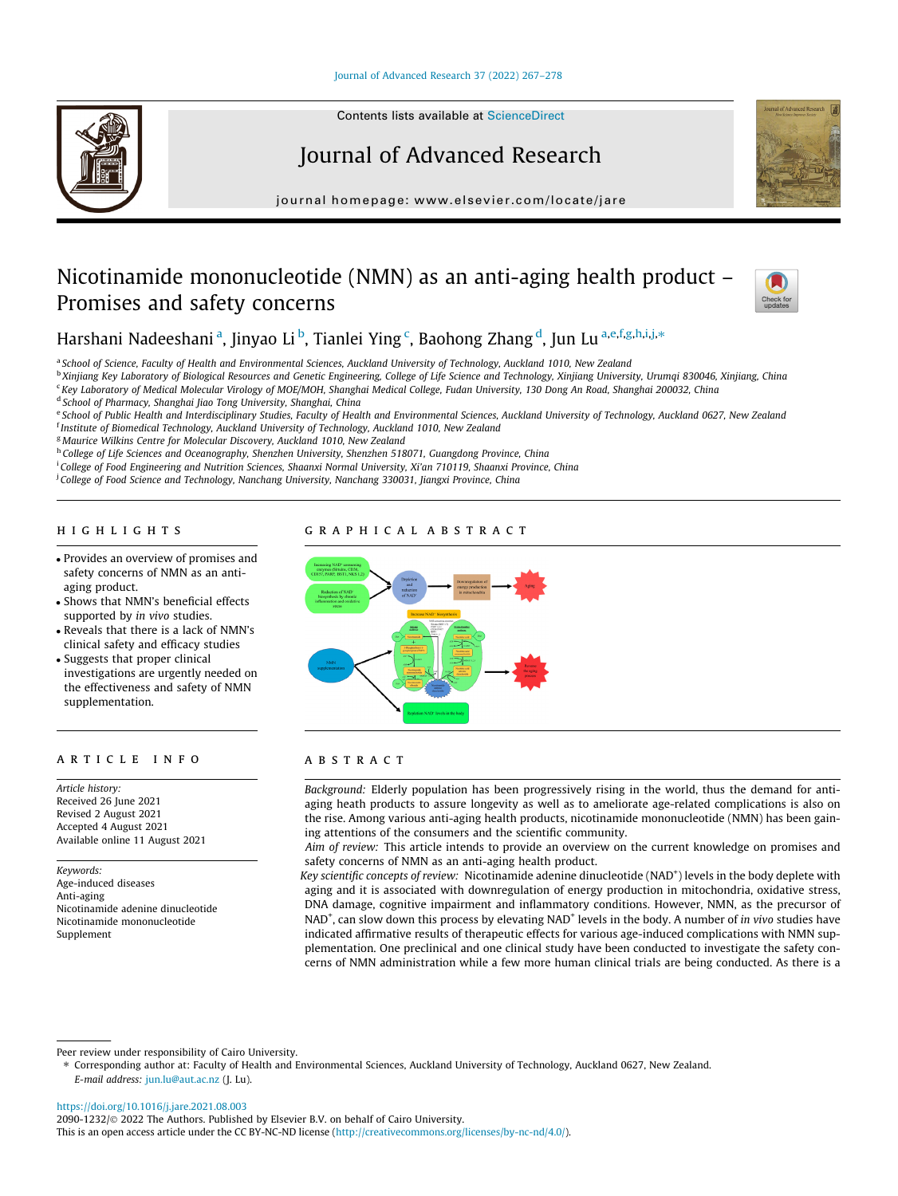Contents lists available at ScienceDirect

# Journal of Advanced Research

journal homepage: www.elsevier.com/locate/jare

# Nicotinamide mononucleotide (NMN) as an anti-aging health product – Promises and safety concerns

Harshani Nadeeshani [a], Jinyao Li [b], Tianlei Ying [c], Baohong Zhang [d], Jun Lu [a,e,f,g,h,i,j,*]

[a] School of Science, Faculty of Health and Environmental Sciences, Auckland University of Technology, Auckland 1010, New Zealand
[b] Xinjiang Key Laboratory of Biological Resources and Genetic Engineering, College of Life Science and Technology, Xinjiang University, Urumqi 830046, Xinjiang, China
[c] Key Laboratory of Medical Molecular Virology of MOE/MOH, Shanghai Medical College, Fudan University, 130 Dong An Road, Shanghai 200032, China
[d] School of Pharmacy, Shanghai Jiao Tong University, Shanghai, China
[e] School of Public Health and Interdisciplinary Studies, Faculty of Health and Environmental Sciences, Auckland University of Technology, Auckland 0627, New Zealand
[f] Institute of Biomedical Technology, Auckland University of Technology, Auckland 1010, New Zealand
[g] Maurice Wilkins Centre for Molecular Discovery, Auckland 1010, New Zealand
[h] College of Life Sciences and Oceanography, Shenzhen University, Shenzhen 518071, Guangdong Province, China
[i] College of Food Engineering and Nutrition Sciences, Shaanxi Normal University, Xi'an 710119, Shaanxi Province, China
[j] College of Food Science and Technology, Nanchang University, Nanchang 330031, Jiangxi Province, China

## HIGHLIGHTS

- Provides an overview of promises and safety concerns of NMN as an anti-aging product.
- Shows that NMN's beneficial effects supported by *in vivo* studies.
- Reveals that there is a lack of NMN's clinical safety and efficacy studies
- Suggests that proper clinical investigations are urgently needed on the effectiveness and safety of NMN supplementation.

## GRAPHICAL ABSTRACT

## ARTICLE INFO

*Article history:*
Received 26 June 2021
Revised 2 August 2021
Accepted 4 August 2021
Available online 11 August 2021

*Keywords:*
Age-induced diseases
Anti-aging
Nicotinamide adenine dinucleotide
Nicotinamide mononucleotide
Supplement

## ABSTRACT

*Background:* Elderly population has been progressively rising in the world, thus the demand for anti-aging heath products to assure longevity as well as to ameliorate age-related complications is also on the rise. Among various anti-aging health products, nicotinamide mononucleotide (NMN) has been gaining attentions of the consumers and the scientific community.

*Aim of review:* This article intends to provide an overview on the current knowledge on promises and safety concerns of NMN as an anti-aging health product.

*Key scientific concepts of review:* Nicotinamide adenine dinucleotide ($NAD^+$) levels in the body deplete with aging and it is associated with downregulation of energy production in mitochondria, oxidative stress, DNA damage, cognitive impairment and inflammatory conditions. However, NMN, as the precursor of $NAD^+$, can slow down this process by elevating $NAD^+$ levels in the body. A number of *in vivo* studies have indicated affirmative results of therapeutic effects for various age-induced complications with NMN supplementation. One preclinical and one clinical study have been conducted to investigate the safety concerns of NMN administration while a few more human clinical trials are being conducted. As there is a

Peer review under responsibility of Cairo University.
* Corresponding author at: Faculty of Health and Environmental Sciences, Auckland University of Technology, Auckland 0627, New Zealand.
*E-mail address:* jun.lu@aut.ac.nz (J. Lu).

https://doi.org/10.1016/j.jare.2021.08.003
2090-1232/© 2022 The Authors. Published by Elsevier B.V. on behalf of Cairo University.
This is an open access article under the CC BY-NC-ND license (http://creativecommons.org/licenses/by-nc-nd/4.0/).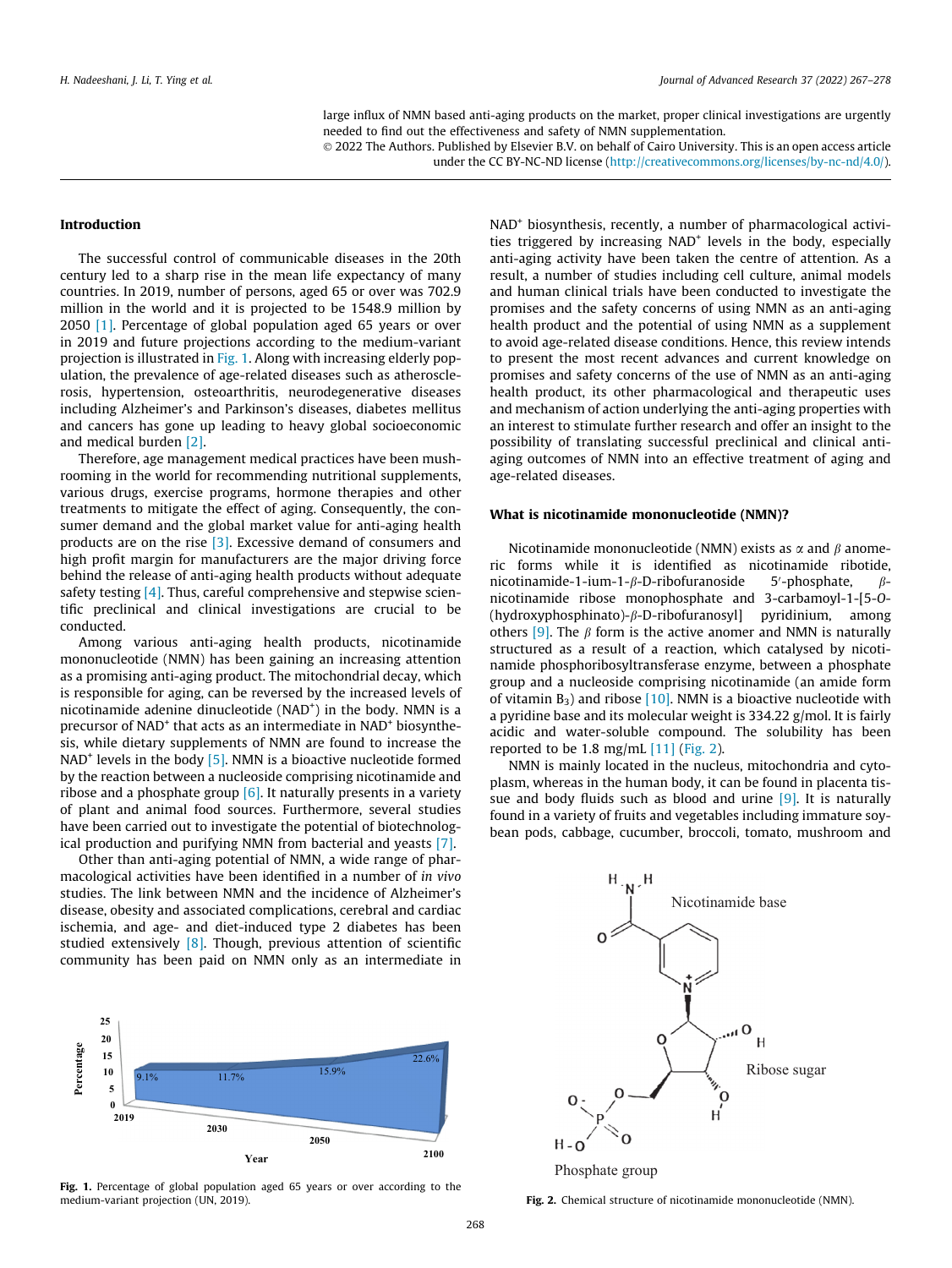large influx of NMN based anti-aging products on the market, proper clinical investigations are urgently needed to find out the effectiveness and safety of NMN supplementation.

© 2022 The Authors. Published by Elsevier B.V. on behalf of Cairo University. This is an open access article under the CC BY-NC-ND license (http://creativecommons.org/licenses/by-nc-nd/4.0/).

## Introduction

The successful control of communicable diseases in the 20th century led to a sharp rise in the mean life expectancy of many countries. In 2019, number of persons, aged 65 or over was 702.9 million in the world and it is projected to be 1548.9 million by 2050 [1]. Percentage of global population aged 65 years or over in 2019 and future projections according to the medium-variant projection is illustrated in Fig. 1. Along with increasing elderly population, the prevalence of age-related diseases such as atherosclerosis, hypertension, osteoarthritis, neurodegenerative diseases including Alzheimer's and Parkinson's diseases, diabetes mellitus and cancers has gone up leading to heavy global socioeconomic and medical burden [2].

Therefore, age management medical practices have been mushrooming in the world for recommending nutritional supplements, various drugs, exercise programs, hormone therapies and other treatments to mitigate the effect of aging. Consequently, the consumer demand and the global market value for anti-aging health products are on the rise [3]. Excessive demand of consumers and high profit margin for manufacturers are the major driving force behind the release of anti-aging health products without adequate safety testing [4]. Thus, careful comprehensive and stepwise scientific preclinical and clinical investigations are crucial to be conducted.

Among various anti-aging health products, nicotinamide mononucleotide (NMN) has been gaining an increasing attention as a promising anti-aging product. The mitochondrial decay, which is responsible for aging, can be reversed by the increased levels of nicotinamide adenine dinucleotide ($NAD^+$) in the body. NMN is a precursor of $NAD^+$ that acts as an intermediate in $NAD^+$ biosynthesis, while dietary supplements of NMN are found to increase the $NAD^+$ levels in the body [5]. NMN is a bioactive nucleotide formed by the reaction between a nucleoside comprising nicotinamide and ribose and a phosphate group [6]. It naturally presents in a variety of plant and animal food sources. Furthermore, several studies have been carried out to investigate the potential of biotechnological production and purifying NMN from bacterial and yeasts [7].

Other than anti-aging potential of NMN, a wide range of pharmacological activities have been identified in a number of *in vivo* studies. The link between NMN and the incidence of Alzheimer's disease, obesity and associated complications, cerebral and cardiac ischemia, and age- and diet-induced type 2 diabetes has been studied extensively [8]. Though, previous attention of scientific community has been paid on NMN only as an intermediate in $NAD^+$ biosynthesis, recently, a number of pharmacological activities triggered by increasing $NAD^+$ levels in the body, especially anti-aging activity have been taken the centre of attention. As a result, a number of studies including cell culture, animal models and human clinical trials have been conducted to investigate the promises and the safety concerns of using NMN as an anti-aging health product and the potential of using NMN as a supplement to avoid age-related disease conditions. Hence, this review intends to present the most recent advances and current knowledge on promises and safety concerns of the use of NMN as an anti-aging health product, its other pharmacological and therapeutic uses and mechanism of action underlying the anti-aging properties with an interest to stimulate further research and offer an insight to the possibility of translating successful preclinical and clinical anti-aging outcomes of NMN into an effective treatment of aging and age-related diseases.

Fig. 1. Percentage of global population aged 65 years or over according to the medium-variant projection (UN, 2019).

## What is nicotinamide mononucleotide (NMN)?

Nicotinamide mononucleotide (NMN) exists as $\alpha$ and $\beta$ anomeric forms while it is identified as nicotinamide ribotide, nicotinamide-1-ium-1-$\beta$-D-ribofuranoside 5′-phosphate, $\beta$-nicotinamide ribose monophosphate and 3-carbamoyl-1-[5-O-(hydroxyphosphinato)-$\beta$-D-ribofuranosyl] pyridinium, among others [9]. The $\beta$ form is the active anomer and NMN is naturally structured as a result of a reaction, which catalysed by nicotinamide phosphoribosyltransferase enzyme, between a phosphate group and a nucleoside comprising nicotinamide (an amide form of vitamin $B_3$) and ribose [10]. NMN is a bioactive nucleotide with a pyridine base and its molecular weight is 334.22 g/mol. It is fairly acidic and water-soluble compound. The solubility has been reported to be 1.8 mg/mL [11] (Fig. 2).

NMN is mainly located in the nucleus, mitochondria and cytoplasm, whereas in the human body, it can be found in placenta tissue and body fluids such as blood and urine [9]. It is naturally found in a variety of fruits and vegetables including immature soybean pods, cabbage, cucumber, broccoli, tomato, mushroom and

Fig. 2. Chemical structure of nicotinamide mononucleotide (NMN).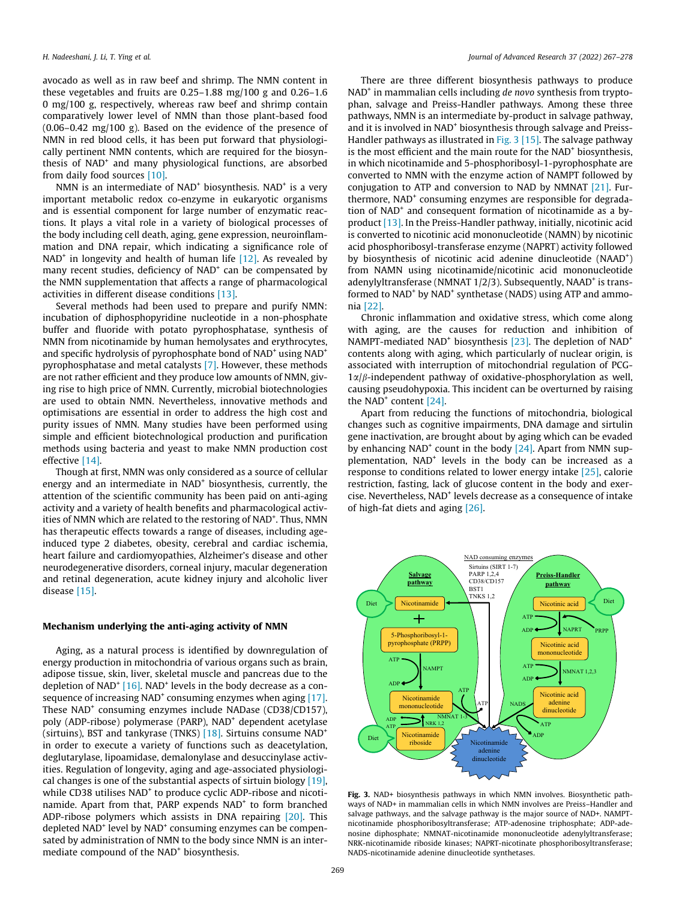avocado as well as in raw beef and shrimp. The NMN content in these vegetables and fruits are 0.25–1.88 mg/100 g and 0.26–1.60 mg/100 g, respectively, whereas raw beef and shrimp contain comparatively lower level of NMN than those plant-based food (0.06–0.42 mg/100 g). Based on the evidence of the presence of NMN in red blood cells, it has been put forward that physiologically pertinent NMN contents, which are required for the biosynthesis of NAD+ and many physiological functions, are absorbed from daily food sources [10].

NMN is an intermediate of NAD+ biosynthesis. NAD+ is a very important metabolic redox co-enzyme in eukaryotic organisms and is essential component for large number of enzymatic reactions. It plays a vital role in a variety of biological processes of the body including cell death, aging, gene expression, neuroinflammation and DNA repair, which indicating a significance role of NAD+ in longevity and health of human life [12]. As revealed by many recent studies, deficiency of NAD+ can be compensated by the NMN supplementation that affects a range of pharmacological activities in different disease conditions [13].

Several methods had been used to prepare and purify NMN: incubation of diphosphopyridine nucleotide in a non-phosphate buffer and fluoride with potato pyrophosphatase, synthesis of NMN from nicotinamide by human hemolysates and erythrocytes, and specific hydrolysis of pyrophosphate bond of NAD+ using NAD+ pyrophosphatase and metal catalysts [7]. However, these methods are not rather efficient and they produce low amounts of NMN, giving rise to high price of NMN. Currently, microbial biotechnologies are used to obtain NMN. Nevertheless, innovative methods and optimisations are essential in order to address the high cost and purity issues of NMN. Many studies have been performed using simple and efficient biotechnological production and purification methods using bacteria and yeast to make NMN production cost effective [14].

Though at first, NMN was only considered as a source of cellular energy and an intermediate in NAD+ biosynthesis, currently, the attention of the scientific community has been paid on anti-aging activity and a variety of health benefits and pharmacological activities of NMN which are related to the restoring of NAD+. Thus, NMN has therapeutic effects towards a range of diseases, including age-induced type 2 diabetes, obesity, cerebral and cardiac ischemia, heart failure and cardiomyopathies, Alzheimer's disease and other neurodegenerative disorders, corneal injury, macular degeneration and retinal degeneration, acute kidney injury and alcoholic liver disease [15].

## Mechanism underlying the anti-aging activity of NMN

Aging, as a natural process is identified by downregulation of energy production in mitochondria of various organs such as brain, adipose tissue, skin, liver, skeletal muscle and pancreas due to the depletion of NAD+ [16]. NAD+ levels in the body decrease as a consequence of increasing NAD+ consuming enzymes when aging [17]. These NAD+ consuming enzymes include NADase (CD38/CD157), poly (ADP-ribose) polymerase (PARP), NAD+ dependent acetylase (sirtuins), BST and tankyrase (TNKS) [18]. Sirtuins consume NAD+ in order to execute a variety of functions such as deacetylation, deglutarylase, lipoamidase, demalonylase and desuccinylase activities. Regulation of longevity, aging and age-associated physiological changes is one of the substantial aspects of sirtuin biology [19], while CD38 utilises NAD+ to produce cyclic ADP-ribose and nicotinamide. Apart from that, PARP expends NAD+ to form branched ADP-ribose polymers which assists in DNA repairing [20]. This depleted NAD+ level by NAD+ consuming enzymes can be compensated by administration of NMN to the body since NMN is an intermediate compound of the NAD+ biosynthesis.

There are three different biosynthesis pathways to produce NAD+ in mammalian cells including *de novo* synthesis from tryptophan, salvage and Preiss-Handler pathways. Among these three pathways, NMN is an intermediate by-product in salvage pathway, and it is involved in NAD+ biosynthesis through salvage and Preiss-Handler pathways as illustrated in Fig. 3 [15]. The salvage pathway is the most efficient and the main route for the NAD+ biosynthesis, in which nicotinamide and 5-phosphoribosyl-1-pyrophosphate are converted to NMN with the enzyme action of NAMPT followed by conjugation to ATP and conversion to NAD by NMNAT [21]. Furthermore, NAD+ consuming enzymes are responsible for degradation of NAD+ and consequent formation of nicotinamide as a by-product [13]. In the Preiss-Handler pathway, initially, nicotinic acid is converted to nicotinic acid mononucleotide (NAMN) by nicotinic acid phosphoribosyl-transferase enzyme (NAPRT) activity followed by biosynthesis of nicotinic acid adenine dinucleotide (NAAD+) from NAMN using nicotinamide/nicotinic acid mononucleotide adenylyltransferase (NMNAT 1/2/3). Subsequently, NAAD+ is transformed to NAD+ by NAD+ synthetase (NADS) using ATP and ammonia [22].

Chronic inflammation and oxidative stress, which come along with aging, are the causes for reduction and inhibition of NAMPT-mediated NAD+ biosynthesis [23]. The depletion of NAD+ contents along with aging, which particularly of nuclear origin, is associated with interruption of mitochondrial regulation of PCG-1α/β-independent pathway of oxidative-phosphorylation as well, causing pseudohypoxia. This incident can be overturned by raising the NAD+ content [24].

Apart from reducing the functions of mitochondria, biological changes such as cognitive impairments, DNA damage and sirtulin gene inactivation, are brought about by aging which can be evaded by enhancing NAD+ count in the body [24]. Apart from NMN supplementation, NAD+ levels in the body can be increased as a response to conditions related to lower energy intake [25], calorie restriction, fasting, lack of glucose content in the body and exercise. Nevertheless, NAD+ levels decrease as a consequence of intake of high-fat diets and aging [26].

**Fig. 3.** NAD+ biosynthesis pathways in which NMN involves. Biosynthetic pathways of NAD+ in mammalian cells in which NMN involves are Preiss–Handler and salvage pathways, and the salvage pathway is the major source of NAD+. NAMPT-nicotinamide phosphoribosyltransferase; ATP-adenosine triphosphate; ADP-adenosine diphosphate; NMNAT-nicotinamide mononucleotide adenylyltransferase; NRK-nicotinamide riboside kinases; NAPRT-nicotinate phosphoribosyltransferase; NADS-nicotinamide adenine dinucleotide synthetases.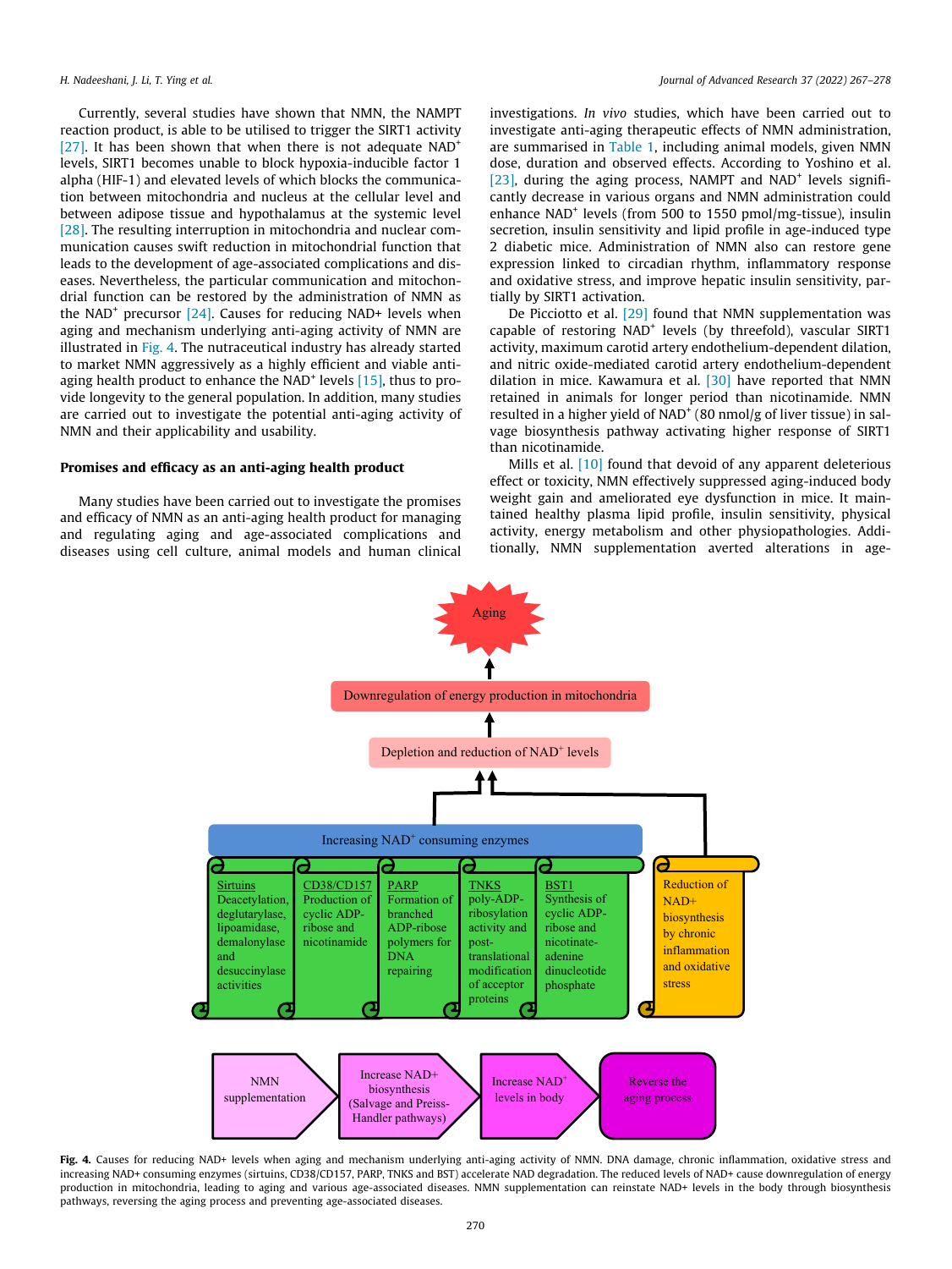Currently, several studies have shown that NMN, the NAMPT reaction product, is able to be utilised to trigger the SIRT1 activity [27]. It has been shown that when there is not adequate NAD$^+$ levels, SIRT1 becomes unable to block hypoxia-inducible factor 1 alpha (HIF-1) and elevated levels of which blocks the communication between mitochondria and nucleus at the cellular level and between adipose tissue and hypothalamus at the systemic level [28]. The resulting interruption in mitochondria and nuclear communication causes swift reduction in mitochondrial function that leads to the development of age-associated complications and diseases. Nevertheless, the particular communication and mitochondrial function can be restored by the administration of NMN as the NAD$^+$ precursor [24]. Causes for reducing NAD+ levels when aging and mechanism underlying anti-aging activity of NMN are illustrated in Fig. 4. The nutraceutical industry has already started to market NMN aggressively as a highly efficient and viable anti-aging health product to enhance the NAD$^+$ levels [15], thus to provide longevity to the general population. In addition, many studies are carried out to investigate the potential anti-aging activity of NMN and their applicability and usability.

## Promises and efficacy as an anti-aging health product

Many studies have been carried out to investigate the promises and efficacy of NMN as an anti-aging health product for managing and regulating aging and age-associated complications and diseases using cell culture, animal models and human clinical investigations. *In vivo* studies, which have been carried out to investigate anti-aging therapeutic effects of NMN administration, are summarised in Table 1, including animal models, given NMN dose, duration and observed effects. According to Yoshino et al. [23], during the aging process, NAMPT and NAD$^+$ levels significantly decrease in various organs and NMN administration could enhance NAD$^+$ levels (from 500 to 1550 pmol/mg-tissue), insulin secretion, insulin sensitivity and lipid profile in age-induced type 2 diabetic mice. Administration of NMN also can restore gene expression linked to circadian rhythm, inflammatory response and oxidative stress, and improve hepatic insulin sensitivity, partially by SIRT1 activation.

De Picciotto et al. [29] found that NMN supplementation was capable of restoring NAD$^+$ levels (by threefold), vascular SIRT1 activity, maximum carotid artery endothelium-dependent dilation, and nitric oxide-mediated carotid artery endothelium-dependent dilation in mice. Kawamura et al. [30] have reported that NMN retained in animals for longer period than nicotinamide. NMN resulted in a higher yield of NAD$^+$ (80 nmol/g of liver tissue) in salvage biosynthesis pathway activating higher response of SIRT1 than nicotinamide.

Mills et al. [10] found that devoid of any apparent deleterious effect or toxicity, NMN effectively suppressed aging-induced body weight gain and ameliorated eye dysfunction in mice. It maintained healthy plasma lipid profile, insulin sensitivity, physical activity, energy metabolism and other physiopathologies. Additionally, NMN supplementation averted alterations in age-

**Fig. 4.** Causes for reducing NAD+ levels when aging and mechanism underlying anti-aging activity of NMN. DNA damage, chronic inflammation, oxidative stress and increasing NAD+ consuming enzymes (sirtuins, CD38/CD157, PARP, TNKS and BST) accelerate NAD degradation. The reduced levels of NAD+ cause downregulation of energy production in mitochondria, leading to aging and various age-associated diseases. NMN supplementation can reinstate NAD+ levels in the body through biosynthesis pathways, reversing the aging process and preventing age-associated diseases.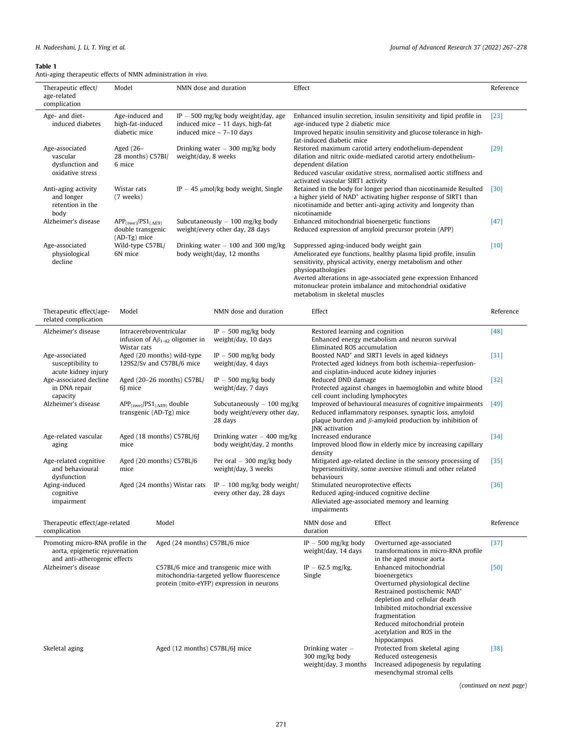**Table 1**
Anti-aging therapeutic effects of NMN administration *in vivo*.

| Therapeutic effect/age-related complication | Model | NMN dose and duration | Effect | Reference |
|---|---|---|---|---|
| Age- and diet-induced diabetes | Age-induced and high-fat-induced diabetic mice | IP – 500 mg/kg body weight/day, age induced mice – 11 days, high-fat induced mice – 7–10 days | Enhanced insulin secretion, insulin sensitivity and lipid profile in age-induced type 2 diabetic mice<br>Improved hepatic insulin sensitivity and glucose tolerance in high-fat-induced diabetic mice | [23] |
| Age-associated vascular dysfunction and oxidative stress | Aged (26–28 months) C57Bl/6 mice | Drinking water – 300 mg/kg body weight/day, 8 weeks | Restored maximum carotid artery endothelium-dependent dilation and nitric oxide-mediated carotid artery endothelium-dependent dilation<br>Reduced vascular oxidative stress, normalised aortic stiffness and activated vascular SIRT1 activity | [29] |
| Anti-aging activity and longer retention in the body | Wistar rats (7 weeks) | IP – 45 μmol/kg body weight, Single | Retained in the body for longer period than nicotinamide Resulted a higher yield of $NAD^+$ activating higher response of SIRT1 than nicotinamide and better anti-aging activity and longevity than nicotinamide | [30] |
| Alzheimer's disease | $APP_{(swe)}/PS1_{(\Delta E9)}$ double transgenic (AD-Tg) mice | Subcutaneously – 100 mg/kg body weight/every other day, 28 days | Enhanced mitochondrial bioenergetic functions<br>Reduced expression of amyloid precursor protein (APP) | [47] |
| Age-associated physiological decline | Wild-type C57BL/6N mice | Drinking water – 100 and 300 mg/kg body weight/day, 12 months | Suppressed aging-induced body weight gain<br>Ameliorated eye functions, healthy plasma lipid profile, insulin sensitivity, physical activity, energy metabolism and other physiopathologies<br>Averted alterations in age-associated gene expression Enhanced mitonuclear protein imbalance and mitochondrial oxidative metabolism in skeletal muscles | [10] |
| Alzheimer's disease | Intracerebroventricular infusion of $A\beta_{1-42}$ oligomer in Wistar rats | IP – 500 mg/kg body weight/day, 10 days | Restored learning and cognition<br>Enhanced energy metabolism and neuron survival<br>Eliminated ROS accumulation | [48] |
| Age-associated susceptibility to acute kidney injury | Aged (20 months) wild-type 129S2/Sv and C57BL/6 mice | IP – 500 mg/kg body weight/day, 4 days | Boosted $NAD^+$ and SIRT1 levels in aged kidneys<br>Protected aged kidneys from both ischemia–reperfusion- and cisplatin-induced acute kidney injuries | [31] |
| Age-associated decline in DNA repair capacity | Aged (20–26 months) C57BL/6J mice | IP – 500 mg/kg body weight/day, 7 days | Reduced DND damage<br>Protected against changes in haemoglobin and white blood cell count including lymphocytes | [32] |
| Alzheimer's disease | $APP_{(swe)}/PS1_{(\Delta E9)}$ double transgenic (AD-Tg) mice | Subcutaneously – 100 mg/kg body weight/every other day, 28 days | Improved of behavioural measures of cognitive impairments<br>Reduced inflammatory responses, synaptic loss, amyloid plaque burden and β-amyloid production by inhibition of JNK activation | [49] |
| Age-related vascular aging | Aged (18 months) C57BL/6J mice | Drinking water – 400 mg/kg body weight/day, 2 months | Increased endurance<br>Improved blood flow in elderly mice by increasing capillary density | [34] |
| Age-related cognitive and behavioural dysfunction | Aged (20 months) C57BL/6 mice | Per oral – 300 mg/kg body weight/day, 3 weeks | Mitigated age-related decline in the sensory processing of hypersensitivity, some aversive stimuli and other related behaviours | [35] |
| Aging-induced cognitive impairment | Aged (24 months) Wistar rats | IP – 100 mg/kg body weight/every other day, 28 days | Stimulated neuroprotective effects<br>Reduced aging-induced cognitive decline<br>Alleviated age-associated memory and learning impairments | [36] |
| Promoting micro-RNA profile in the aorta, epigenetic rejuvenation and anti-atherogenic effects | Aged (24 months) C57BL/6 mice | IP – 500 mg/kg body weight/day, 14 days | Overturned age-associated transformations in micro-RNA profile in the aged mouse aorta | [37] |
| Alzheimer's disease | C57BL/6 mice and transgenic mice with mitochondria-targeted yellow fluorescence protein (mito-eYFP) expression in neurons | IP – 62.5 mg/kg, Single | Enhanced mitochondrial bioenergetics<br>Overturned physiological decline<br>Restrained postischemic $NAD^+$ depletion and cellular death<br>Inhibited mitochondrial excessive fragmentation<br>Reduced mitochondrial protein acetylation and ROS in the hippocampus | [50] |
| Skeletal aging | Aged (12 months) C57BL/6J mice | Drinking water – 300 mg/kg body weight/day, 3 months | Protected from skeletal aging<br>Reduced osteogenesis<br>Increased adipogenesis by regulating mesenchymal stromal cells | [38] |

(*continued on next page*)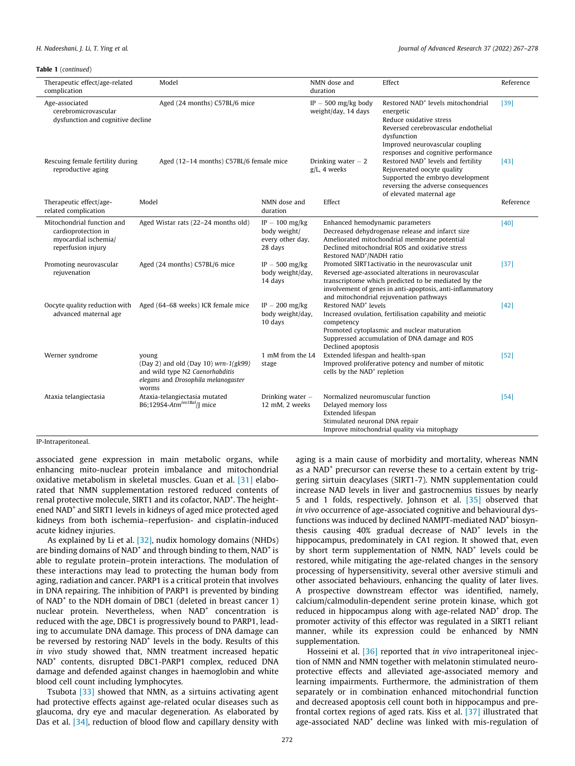**Table 1** (*continued*)

| Therapeutic effect/age-related complication | Model | NMN dose and duration | Effect | Reference |
| --- | --- | --- | --- | --- |
| Age-associated cerebromicrovascular dysfunction and cognitive decline | Aged (24 months) C57BL/6 mice | IP – 500 mg/kg body weight/day, 14 days | Restored NAD$^+$ levels mitochondrial energetic<br>Reduce oxidative stress<br>Reversed cerebrovascular endothelial dysfunction<br>Improved neurovascular coupling responses and cognitive performance | [39] |
| Rescuing female fertility during reproductive aging | Aged (12–14 months) C57BL/6 female mice | Drinking water – 2 g/L, 4 weeks | Restored NAD$^+$ levels and fertility<br>Rejuvenated oocyte quality<br>Supported the embryo development reversing the adverse consequences of elevated maternal age | [43] |
| Mitochondrial function and cardioprotection in myocardial ischemia/reperfusion injury | Aged Wistar rats (22–24 months old) | IP – 100 mg/kg body weight/every other day, 28 days | Enhanced hemodynamic parameters<br>Decreased dehydrogenase release and infarct size<br>Ameliorated mitochondrial membrane potential<br>Declined mitochondrial ROS and oxidative stress<br>Restored NAD$^+$/NADH ratio | [40] |
| Promoting neurovascular rejuvenation | Aged (24 months) C57BL/6 mice | IP – 500 mg/kg body weight/day, 14 days | Promoted SIRT1activatio in the neurovascular unit<br>Reversed age-associated alterations in neurovascular transcriptome which predicted to be mediated by the involvement of genes in anti-apoptosis, anti-inflammatory and mitochondrial rejuvenation pathways | [37] |
| Oocyte quality reduction with advanced maternal age | Aged (64–68 weeks) ICR female mice | IP – 200 mg/kg body weight/day, 10 days | Restored NAD$^+$ levels<br>Increased ovulation, fertilisation capability and meiotic competency<br>Promoted cytoplasmic and nuclear maturation<br>Suppressed accumulation of DNA damage and ROS<br>Declined apoptosis | [42] |
| Werner syndrome | young (Day 2) and old (Day 10) *wrn-1(gk99)* and wild type N2 *Caenorhabditis elegans* and *Drosophila melanogaster* worms | 1 mM from the L4 stage | Extended lifespan and health-span<br>Improved proliferative potency and number of mitotic cells by the NAD$^+$ repletion | [52] |
| Ataxia telangiectasia | Ataxia-telangiectasia mutated B6;129S4-*Atm*$^{tm1Bal}$/J mice | Drinking water – 12 mM, 2 weeks | Normalized neuromuscular function<br>Delayed memory loss<br>Extended lifespan<br>Stimulated neuronal DNA repair<br>Improve mitochondrial quality via mitophagy | [54] |

IP-Intraperitoneal.

associated gene expression in main metabolic organs, while enhancing mito-nuclear protein imbalance and mitochondrial oxidative metabolism in skeletal muscles. Guan et al. [31] elaborated that NMN supplementation restored reduced contents of renal protective molecule, SIRT1 and its cofactor, NAD$^+$. The heightened NAD$^+$ and SIRT1 levels in kidneys of aged mice protected aged kidneys from both ischemia–reperfusion- and cisplatin-induced acute kidney injuries.

As explained by Li et al. [32], nudix homology domains (NHDs) are binding domains of NAD$^+$ and through binding to them, NAD$^+$ is able to regulate protein–protein interactions. The modulation of these interactions may lead to protecting the human body from aging, radiation and cancer. PARP1 is a critical protein that involves in DNA repairing. The inhibition of PARP1 is prevented by binding of NAD$^+$ to the NDH domain of DBC1 (deleted in breast cancer 1) nuclear protein. Nevertheless, when NAD$^+$ concentration is reduced with the age, DBC1 is progressively bound to PARP1, leading to accumulate DNA damage. This process of DNA damage can be reversed by restoring NAD$^+$ levels in the body. Results of this *in vivo* study showed that, NMN treatment increased hepatic NAD$^+$ contents, disrupted DBC1-PARP1 complex, reduced DNA damage and defended against changes in haemoglobin and white blood cell count including lymphocytes.

Tsubota [33] showed that NMN, as a sirtuins activating agent had protective effects against age-related ocular diseases such as glaucoma, dry eye and macular degeneration. As elaborated by Das et al. [34], reduction of blood flow and capillary density with aging is a main cause of morbidity and mortality, whereas NMN as a NAD$^+$ precursor can reverse these to a certain extent by triggering sirtuin deacylases (SIRT1-7). NMN supplementation could increase NAD levels in liver and gastrocnemius tissues by nearly 5 and 1 folds, respectively. Johnson et al. [35] observed that *in vivo* occurrence of age-associated cognitive and behavioural dysfunctions was induced by declined NAMPT-mediated NAD$^+$ biosynthesis causing 40% gradual decrease of NAD$^+$ levels in the hippocampus, predominately in CA1 region. It showed that, even by short term supplementation of NMN, NAD$^+$ levels could be restored, while mitigating the age-related changes in the sensory processing of hypersensitivity, several other aversive stimuli and other associated behaviours, enhancing the quality of later lives. A prospective downstream effector was identified, namely, calcium/calmodulin-dependent serine protein kinase, which got reduced in hippocampus along with age-related NAD$^+$ drop. The promoter activity of this effector was regulated in a SIRT1 reliant manner, while its expression could be enhanced by NMN supplementation.

Hosseini et al. [36] reported that *in vivo* intraperitoneal injection of NMN and NMN together with melatonin stimulated neuroprotective effects and alleviated age-associated memory and learning impairments. Furthermore, the administration of them separately or in combination enhanced mitochondrial function and decreased apoptosis cell count both in hippocampus and prefrontal cortex regions of aged rats. Kiss et al. [37] illustrated that age-associated NAD$^+$ decline was linked with mis-regulation of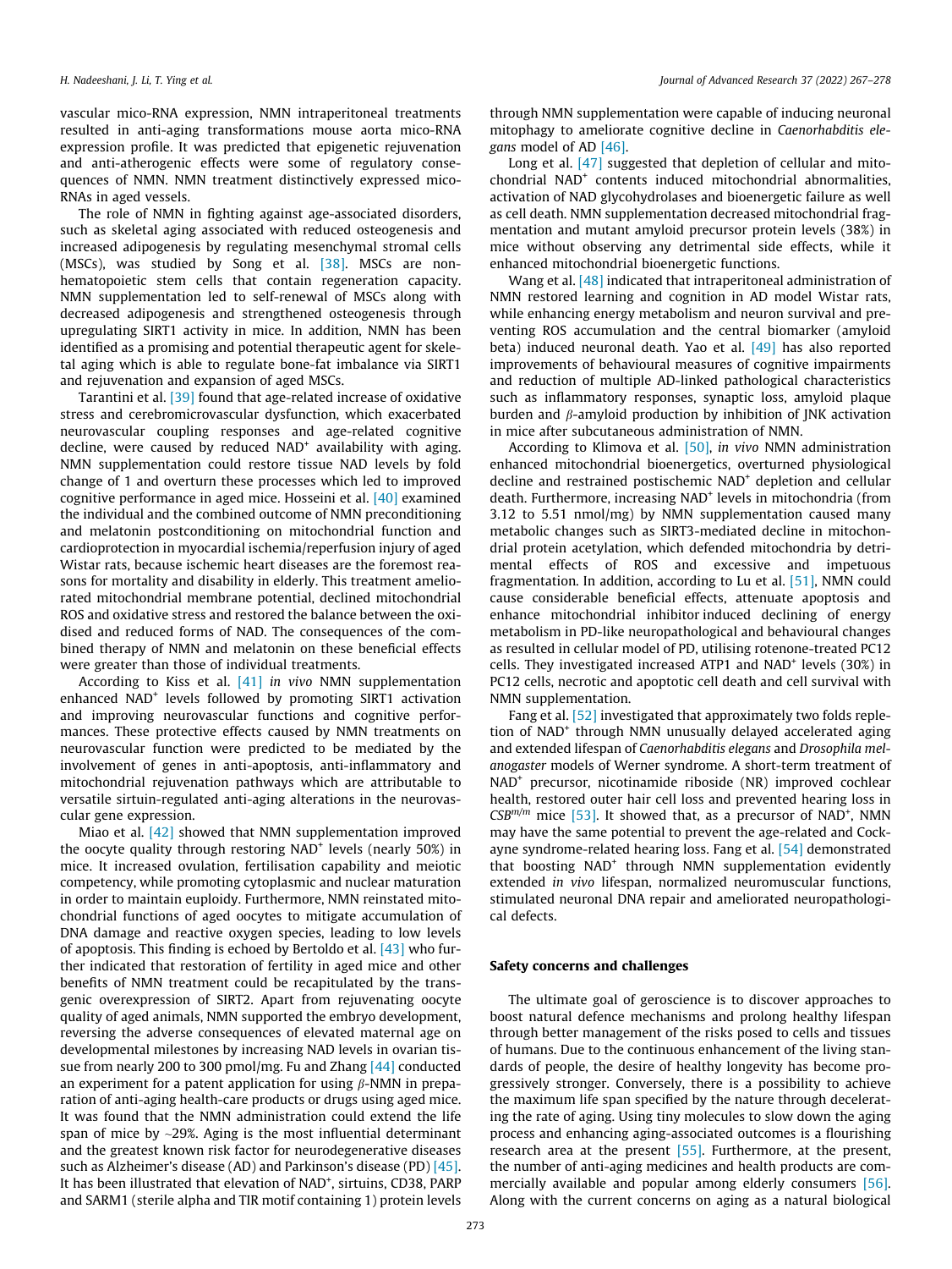vascular mico-RNA expression, NMN intraperitoneal treatments resulted in anti-aging transformations mouse aorta mico-RNA expression profile. It was predicted that epigenetic rejuvenation and anti-atherogenic effects were some of regulatory consequences of NMN. NMN treatment distinctively expressed mico-RNAs in aged vessels.

The role of NMN in fighting against age-associated disorders, such as skeletal aging associated with reduced osteogenesis and increased adipogenesis by regulating mesenchymal stromal cells (MSCs), was studied by Song et al. [38]. MSCs are non-hematopoietic stem cells that contain regeneration capacity. NMN supplementation led to self-renewal of MSCs along with decreased adipogenesis and strengthened osteogenesis through upregulating SIRT1 activity in mice. In addition, NMN has been identified as a promising and potential therapeutic agent for skeletal aging which is able to regulate bone-fat imbalance via SIRT1 and rejuvenation and expansion of aged MSCs.

Tarantini et al. [39] found that age-related increase of oxidative stress and cerebromicrovascular dysfunction, which exacerbated neurovascular coupling responses and age-related cognitive decline, were caused by reduced NAD$^+$ availability with aging. NMN supplementation could restore tissue NAD levels by fold change of 1 and overturn these processes which led to improved cognitive performance in aged mice. Hosseini et al. [40] examined the individual and the combined outcome of NMN preconditioning and melatonin postconditioning on mitochondrial function and cardioprotection in myocardial ischemia/reperfusion injury of aged Wistar rats, because ischemic heart diseases are the foremost reasons for mortality and disability in elderly. This treatment ameliorated mitochondrial membrane potential, declined mitochondrial ROS and oxidative stress and restored the balance between the oxidised and reduced forms of NAD. The consequences of the combined therapy of NMN and melatonin on these beneficial effects were greater than those of individual treatments.

According to Kiss et al. [41] *in vivo* NMN supplementation enhanced NAD$^+$ levels followed by promoting SIRT1 activation and improving neurovascular functions and cognitive performances. These protective effects caused by NMN treatments on neurovascular function were predicted to be mediated by the involvement of genes in anti-apoptosis, anti-inflammatory and mitochondrial rejuvenation pathways which are attributable to versatile sirtuin-regulated anti-aging alterations in the neurovascular gene expression.

Miao et al. [42] showed that NMN supplementation improved the oocyte quality through restoring NAD$^+$ levels (nearly 50%) in mice. It increased ovulation, fertilisation capability and meiotic competency, while promoting cytoplasmic and nuclear maturation in order to maintain euploidy. Furthermore, NMN reinstated mitochondrial functions of aged oocytes to mitigate accumulation of DNA damage and reactive oxygen species, leading to low levels of apoptosis. This finding is echoed by Bertoldo et al. [43] who further indicated that restoration of fertility in aged mice and other benefits of NMN treatment could be recapitulated by the transgenic overexpression of SIRT2. Apart from rejuvenating oocyte quality of aged animals, NMN supported the embryo development, reversing the adverse consequences of elevated maternal age on developmental milestones by increasing NAD levels in ovarian tissue from nearly 200 to 300 pmol/mg. Fu and Zhang [44] conducted an experiment for a patent application for using $\beta$-NMN in preparation of anti-aging health-care products or drugs using aged mice. It was found that the NMN administration could extend the life span of mice by ~29%. Aging is the most influential determinant and the greatest known risk factor for neurodegenerative diseases such as Alzheimer's disease (AD) and Parkinson's disease (PD) [45]. It has been illustrated that elevation of NAD$^+$, sirtuins, CD38, PARP and SARM1 (sterile alpha and TIR motif containing 1) protein levels through NMN supplementation were capable of inducing neuronal mitophagy to ameliorate cognitive decline in *Caenorhabditis elegans* model of AD [46].

Long et al. [47] suggested that depletion of cellular and mitochondrial NAD$^+$ contents induced mitochondrial abnormalities, activation of NAD glycohydrolases and bioenergetic failure as well as cell death. NMN supplementation decreased mitochondrial fragmentation and mutant amyloid precursor protein levels (38%) in mice without observing any detrimental side effects, while it enhanced mitochondrial bioenergetic functions.

Wang et al. [48] indicated that intraperitoneal administration of NMN restored learning and cognition in AD model Wistar rats, while enhancing energy metabolism and neuron survival and preventing ROS accumulation and the central biomarker (amyloid beta) induced neuronal death. Yao et al. [49] has also reported improvements of behavioural measures of cognitive impairments and reduction of multiple AD-linked pathological characteristics such as inflammatory responses, synaptic loss, amyloid plaque burden and $\beta$-amyloid production by inhibition of JNK activation in mice after subcutaneous administration of NMN.

According to Klimova et al. [50], *in vivo* NMN administration enhanced mitochondrial bioenergetics, overturned physiological decline and restrained postischemic NAD$^+$ depletion and cellular death. Furthermore, increasing NAD$^+$ levels in mitochondria (from 3.12 to 5.51 nmol/mg) by NMN supplementation caused many metabolic changes such as SIRT3-mediated decline in mitochondrial protein acetylation, which defended mitochondria by detrimental effects of ROS and excessive and impetuous fragmentation. In addition, according to Lu et al. [51], NMN could cause considerable beneficial effects, attenuate apoptosis and enhance mitochondrial inhibitor induced declining of energy metabolism in PD-like neuropathological and behavioural changes as resulted in cellular model of PD, utilising rotenone-treated PC12 cells. They investigated increased ATP1 and NAD$^+$ levels (30%) in PC12 cells, necrotic and apoptotic cell death and cell survival with NMN supplementation.

Fang et al. [52] investigated that approximately two folds repletion of NAD$^+$ through NMN unusually delayed accelerated aging and extended lifespan of *Caenorhabditis elegans* and *Drosophila melanogaster* models of Werner syndrome. A short-term treatment of NAD$^+$ precursor, nicotinamide riboside (NR) improved cochlear health, restored outer hair cell loss and prevented hearing loss in $CSB^{m/m}$ mice [53]. It showed that, as a precursor of NAD$^+$, NMN may have the same potential to prevent the age-related and Cockayne syndrome-related hearing loss. Fang et al. [54] demonstrated that boosting NAD$^+$ through NMN supplementation evidently extended *in vivo* lifespan, normalized neuromuscular functions, stimulated neuronal DNA repair and ameliorated neuropathological defects.

## Safety concerns and challenges

The ultimate goal of geroscience is to discover approaches to boost natural defence mechanisms and prolong healthy lifespan through better management of the risks posed to cells and tissues of humans. Due to the continuous enhancement of the living standards of people, the desire of healthy longevity has become progressively stronger. Conversely, there is a possibility to achieve the maximum life span specified by the nature through decelerating the rate of aging. Using tiny molecules to slow down the aging process and enhancing aging-associated outcomes is a flourishing research area at the present [55]. Furthermore, at the present, the number of anti-aging medicines and health products are commercially available and popular among elderly consumers [56]. Along with the current concerns on aging as a natural biological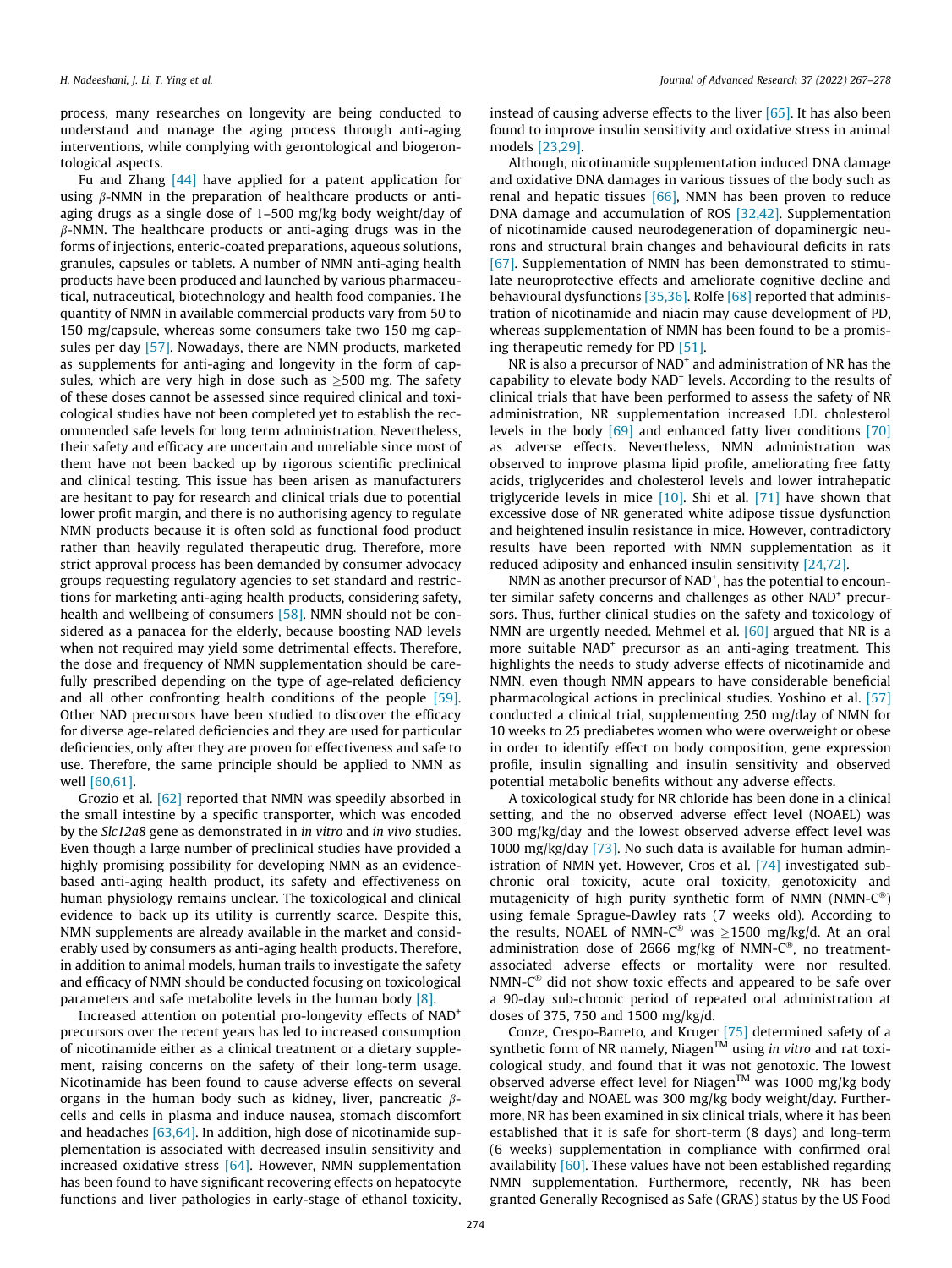process, many researches on longevity are being conducted to understand and manage the aging process through anti-aging interventions, while complying with gerontological and biogerontological aspects.

Fu and Zhang [44] have applied for a patent application for using *β*-NMN in the preparation of healthcare products or anti-aging drugs as a single dose of 1–500 mg/kg body weight/day of *β*-NMN. The healthcare products or anti-aging drugs was in the forms of injections, enteric-coated preparations, aqueous solutions, granules, capsules or tablets. A number of NMN anti-aging health products have been produced and launched by various pharmaceutical, nutraceutical, biotechnology and health food companies. The quantity of NMN in available commercial products vary from 50 to 150 mg/capsule, whereas some consumers take two 150 mg capsules per day [57]. Nowadays, there are NMN products, marketed as supplements for anti-aging and longevity in the form of capsules, which are very high in dose such as ≥500 mg. The safety of these doses cannot be assessed since required clinical and toxicological studies have not been completed yet to establish the recommended safe levels for long term administration. Nevertheless, their safety and efficacy are uncertain and unreliable since most of them have not been backed up by rigorous scientific preclinical and clinical testing. This issue has been arisen as manufacturers are hesitant to pay for research and clinical trials due to potential lower profit margin, and there is no authorising agency to regulate NMN products because it is often sold as functional food product rather than heavily regulated therapeutic drug. Therefore, more strict approval process has been demanded by consumer advocacy groups requesting regulatory agencies to set standard and restrictions for marketing anti-aging health products, considering safety, health and wellbeing of consumers [58]. NMN should not be considered as a panacea for the elderly, because boosting NAD levels when not required may yield some detrimental effects. Therefore, the dose and frequency of NMN supplementation should be carefully prescribed depending on the type of age-related deficiency and all other confronting health conditions of the people [59]. Other NAD precursors have been studied to discover the efficacy for diverse age-related deficiencies and they are used for particular deficiencies, only after they are proven for effectiveness and safe to use. Therefore, the same principle should be applied to NMN as well [60,61].

Grozio et al. [62] reported that NMN was speedily absorbed in the small intestine by a specific transporter, which was encoded by the *Slc12a8* gene as demonstrated in *in vitro* and *in vivo* studies. Even though a large number of preclinical studies have provided a highly promising possibility for developing NMN as an evidence-based anti-aging health product, its safety and effectiveness on human physiology remains unclear. The toxicological and clinical evidence to back up its utility is currently scarce. Despite this, NMN supplements are already available in the market and considerably used by consumers as anti-aging health products. Therefore, in addition to animal models, human trails to investigate the safety and efficacy of NMN should be conducted focusing on toxicological parameters and safe metabolite levels in the human body [8].

Increased attention on potential pro-longevity effects of NAD$^+$ precursors over the recent years has led to increased consumption of nicotinamide either as a clinical treatment or a dietary supplement, raising concerns on the safety of their long-term usage. Nicotinamide has been found to cause adverse effects on several organs in the human body such as kidney, liver, pancreatic *β*-cells and cells in plasma and induce nausea, stomach discomfort and headaches [63,64]. In addition, high dose of nicotinamide supplementation is associated with decreased insulin sensitivity and increased oxidative stress [64]. However, NMN supplementation has been found to have significant recovering effects on hepatocyte functions and liver pathologies in early-stage of ethanol toxicity, instead of causing adverse effects to the liver [65]. It has also been found to improve insulin sensitivity and oxidative stress in animal models [23,29].

Although, nicotinamide supplementation induced DNA damage and oxidative DNA damages in various tissues of the body such as renal and hepatic tissues [66], NMN has been proven to reduce DNA damage and accumulation of ROS [32,42]. Supplementation of nicotinamide caused neurodegeneration of dopaminergic neurons and structural brain changes and behavioural deficits in rats [67]. Supplementation of NMN has been demonstrated to stimulate neuroprotective effects and ameliorate cognitive decline and behavioural dysfunctions [35,36]. Rolfe [68] reported that administration of nicotinamide and niacin may cause development of PD, whereas supplementation of NMN has been found to be a promising therapeutic remedy for PD [51].

NR is also a precursor of NAD$^+$ and administration of NR has the capability to elevate body NAD$^+$ levels. According to the results of clinical trials that have been performed to assess the safety of NR administration, NR supplementation increased LDL cholesterol levels in the body [69] and enhanced fatty liver conditions [70] as adverse effects. Nevertheless, NMN administration was observed to improve plasma lipid profile, ameliorating free fatty acids, triglycerides and cholesterol levels and lower intrahepatic triglyceride levels in mice [10]. Shi et al. [71] have shown that excessive dose of NR generated white adipose tissue dysfunction and heightened insulin resistance in mice. However, contradictory results have been reported with NMN supplementation as it reduced adiposity and enhanced insulin sensitivity [24,72].

NMN as another precursor of NAD$^+$, has the potential to encounter similar safety concerns and challenges as other NAD$^+$ precursors. Thus, further clinical studies on the safety and toxicology of NMN are urgently needed. Mehmel et al. [60] argued that NR is a more suitable NAD$^+$ precursor as an anti-aging treatment. This highlights the needs to study adverse effects of nicotinamide and NMN, even though NMN appears to have considerable beneficial pharmacological actions in preclinical studies. Yoshino et al. [57] conducted a clinical trial, supplementing 250 mg/day of NMN for 10 weeks to 25 prediabetes women who were overweight or obese in order to identify effect on body composition, gene expression profile, insulin signalling and insulin sensitivity and observed potential metabolic benefits without any adverse effects.

A toxicological study for NR chloride has been done in a clinical setting, and the no observed adverse effect level (NOAEL) was 300 mg/kg/day and the lowest observed adverse effect level was 1000 mg/kg/day [73]. No such data is available for human administration of NMN yet. However, Cros et al. [74] investigated sub-chronic oral toxicity, acute oral toxicity, genotoxicity and mutagenicity of high purity synthetic form of NMN (NMN-C®) using female Sprague-Dawley rats (7 weeks old). According to the results, NOAEL of NMN-C® was ≥1500 mg/kg/d. At an oral administration dose of 2666 mg/kg of NMN-C®, no treatment-associated adverse effects or mortality were nor resulted. NMN-C® did not show toxic effects and appeared to be safe over a 90-day sub-chronic period of repeated oral administration at doses of 375, 750 and 1500 mg/kg/d.

Conze, Crespo-Barreto, and Kruger [75] determined safety of a synthetic form of NR namely, Niagen™ using *in vitro* and rat toxicological study, and found that it was not genotoxic. The lowest observed adverse effect level for Niagen™ was 1000 mg/kg body weight/day and NOAEL was 300 mg/kg body weight/day. Furthermore, NR has been examined in six clinical trials, where it has been established that it is safe for short-term (8 days) and long-term (6 weeks) supplementation in compliance with confirmed oral availability [60]. These values have not been established regarding NMN supplementation. Furthermore, recently, NR has been granted Generally Recognised as Safe (GRAS) status by the US Food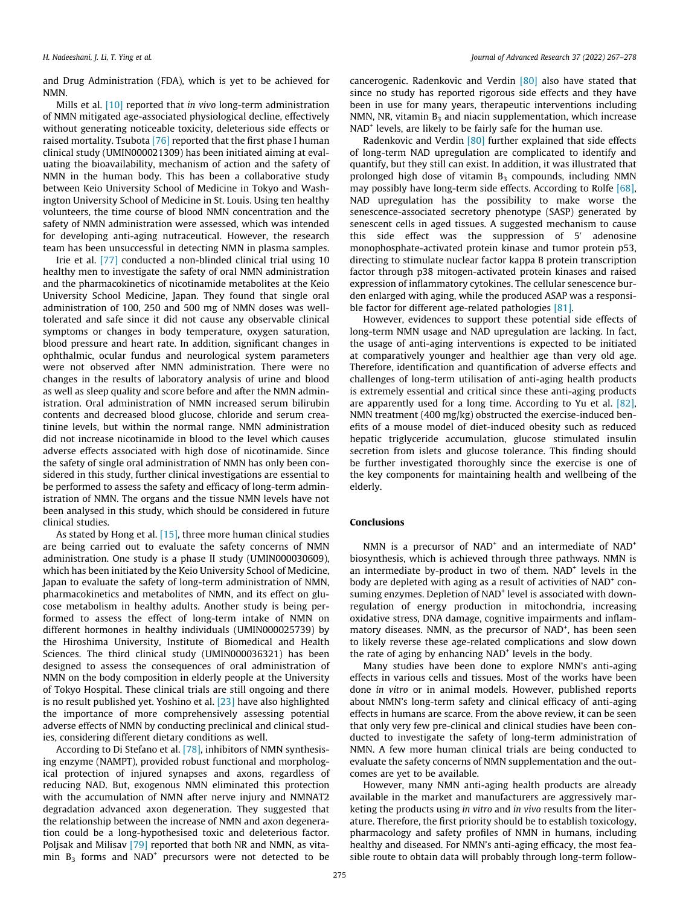and Drug Administration (FDA), which is yet to be achieved for NMN.

Mills et al. [10] reported that *in vivo* long-term administration of NMN mitigated age-associated physiological decline, effectively without generating noticeable toxicity, deleterious side effects or raised mortality. Tsubota [76] reported that the first phase I human clinical study (UMIN000021309) has been initiated aiming at evaluating the bioavailability, mechanism of action and the safety of NMN in the human body. This has been a collaborative study between Keio University School of Medicine in Tokyo and Washington University School of Medicine in St. Louis. Using ten healthy volunteers, the time course of blood NMN concentration and the safety of NMN administration were assessed, which was intended for developing anti-aging nutraceutical. However, the research team has been unsuccessful in detecting NMN in plasma samples.

Irie et al. [77] conducted a non-blinded clinical trial using 10 healthy men to investigate the safety of oral NMN administration and the pharmacokinetics of nicotinamide metabolites at the Keio University School Medicine, Japan. They found that single oral administration of 100, 250 and 500 mg of NMN doses was well-tolerated and safe since it did not cause any observable clinical symptoms or changes in body temperature, oxygen saturation, blood pressure and heart rate. In addition, significant changes in ophthalmic, ocular fundus and neurological system parameters were not observed after NMN administration. There were no changes in the results of laboratory analysis of urine and blood as well as sleep quality and score before and after the NMN administration. Oral administration of NMN increased serum bilirubin contents and decreased blood glucose, chloride and serum creatinine levels, but within the normal range. NMN administration did not increase nicotinamide in blood to the level which causes adverse effects associated with high dose of nicotinamide. Since the safety of single oral administration of NMN has only been considered in this study, further clinical investigations are essential to be performed to assess the safety and efficacy of long-term administration of NMN. The organs and the tissue NMN levels have not been analysed in this study, which should be considered in future clinical studies.

As stated by Hong et al. [15], three more human clinical studies are being carried out to evaluate the safety concerns of NMN administration. One study is a phase II study (UMIN000030609), which has been initiated by the Keio University School of Medicine, Japan to evaluate the safety of long-term administration of NMN, pharmacokinetics and metabolites of NMN, and its effect on glucose metabolism in healthy adults. Another study is being performed to assess the effect of long-term intake of NMN on different hormones in healthy individuals (UMIN000025739) by the Hiroshima University, Institute of Biomedical and Health Sciences. The third clinical study (UMIN000036321) has been designed to assess the consequences of oral administration of NMN on the body composition in elderly people at the University of Tokyo Hospital. These clinical trials are still ongoing and there is no result published yet. Yoshino et al. [23] have also highlighted the importance of more comprehensively assessing potential adverse effects of NMN by conducting preclinical and clinical studies, considering different dietary conditions as well.

According to Di Stefano et al. [78], inhibitors of NMN synthesising enzyme (NAMPT), provided robust functional and morphological protection of injured synapses and axons, regardless of reducing NAD. But, exogenous NMN eliminated this protection with the accumulation of NMN after nerve injury and NMNAT2 degradation advanced axon degeneration. They suggested that the relationship between the increase of NMN and axon degeneration could be a long-hypothesised toxic and deleterious factor. Poljsak and Milisav [79] reported that both NR and NMN, as vitamin $B_3$ forms and $NAD^+$ precursors were not detected to be cancerogenic. Radenkovic and Verdin [80] also have stated that since no study has reported rigorous side effects and they have been in use for many years, therapeutic interventions including NMN, NR, vitamin $B_3$ and niacin supplementation, which increase $NAD^+$ levels, are likely to be fairly safe for the human use.

Radenkovic and Verdin [80] further explained that side effects of long-term NAD upregulation are complicated to identify and quantify, but they still can exist. In addition, it was illustrated that prolonged high dose of vitamin $B_3$ compounds, including NMN may possibly have long-term side effects. According to Rolfe [68], NAD upregulation has the possibility to make worse the senescence-associated secretory phenotype (SASP) generated by senescent cells in aged tissues. A suggested mechanism to cause this side effect was the suppression of 5′ adenosine monophosphate-activated protein kinase and tumor protein p53, directing to stimulate nuclear factor kappa B protein transcription factor through p38 mitogen-activated protein kinases and raised expression of inflammatory cytokines. The cellular senescence burden enlarged with aging, while the produced ASAP was a responsible factor for different age-related pathologies [81].

However, evidences to support these potential side effects of long-term NMN usage and NAD upregulation are lacking. In fact, the usage of anti-aging interventions is expected to be initiated at comparatively younger and healthier age than very old age. Therefore, identification and quantification of adverse effects and challenges of long-term utilisation of anti-aging health products is extremely essential and critical since these anti-aging products are apparently used for a long time. According to Yu et al. [82], NMN treatment (400 mg/kg) obstructed the exercise-induced benefits of a mouse model of diet-induced obesity such as reduced hepatic triglyceride accumulation, glucose stimulated insulin secretion from islets and glucose tolerance. This finding should be further investigated thoroughly since the exercise is one of the key components for maintaining health and wellbeing of the elderly.

## Conclusions

NMN is a precursor of $NAD^+$ and an intermediate of $NAD^+$ biosynthesis, which is achieved through three pathways. NMN is an intermediate by-product in two of them. $NAD^+$ levels in the body are depleted with aging as a result of activities of $NAD^+$ consuming enzymes. Depletion of $NAD^+$ level is associated with down-regulation of energy production in mitochondria, increasing oxidative stress, DNA damage, cognitive impairments and inflammatory diseases. NMN, as the precursor of $NAD^+$, has been seen to likely reverse these age-related complications and slow down the rate of aging by enhancing $NAD^+$ levels in the body.

Many studies have been done to explore NMN's anti-aging effects in various cells and tissues. Most of the works have been done *in vitro* or in animal models. However, published reports about NMN's long-term safety and clinical efficacy of anti-aging effects in humans are scarce. From the above review, it can be seen that only very few pre-clinical and clinical studies have been conducted to investigate the safety of long-term administration of NMN. A few more human clinical trials are being conducted to evaluate the safety concerns of NMN supplementation and the outcomes are yet to be available.

However, many NMN anti-aging health products are already available in the market and manufacturers are aggressively marketing the products using *in vitro* and *in vivo* results from the literature. Therefore, the first priority should be to establish toxicology, pharmacology and safety profiles of NMN in humans, including healthy and diseased. For NMN's anti-aging efficacy, the most feasible route to obtain data will probably through long-term follow-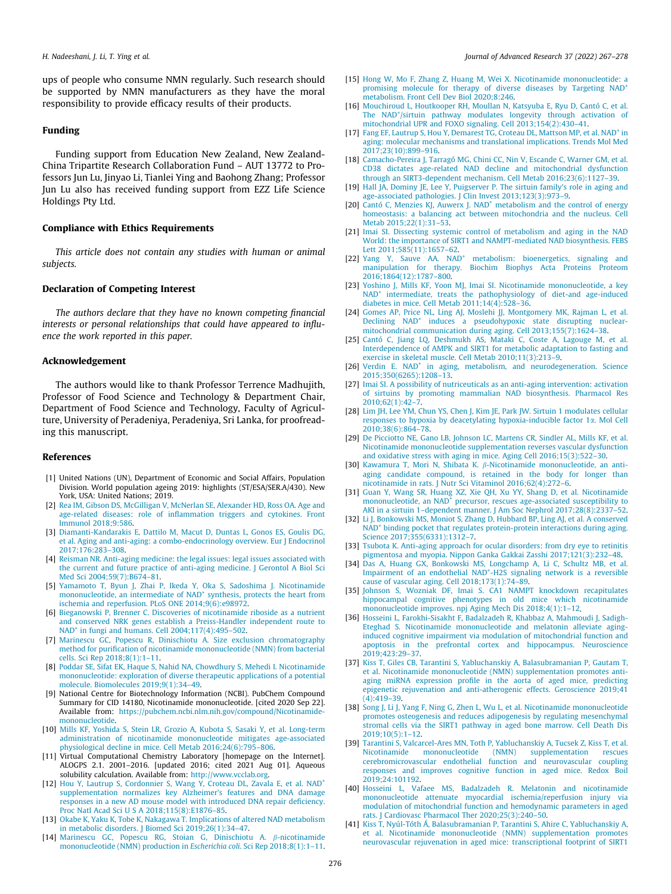ups of people who consume NMN regularly. Such research should be supported by NMN manufacturers as they have the moral responsibility to provide efficacy results of their products.

## Funding

Funding support from Education New Zealand, New Zealand-China Tripartite Research Collaboration Fund – AUT 13772 to Professors Jun Lu, Jinyao Li, Tianlei Ying and Baohong Zhang; Professor Jun Lu also has received funding support from EZZ Life Science Holdings Pty Ltd.

## Compliance with Ethics Requirements

*This article does not contain any studies with human or animal subjects.*

## Declaration of Competing Interest

*The authors declare that they have no known competing financial interests or personal relationships that could have appeared to influence the work reported in this paper.*

## Acknowledgement

The authors would like to thank Professor Terrence Madhujith, Professor of Food Science and Technology & Department Chair, Department of Food Science and Technology, Faculty of Agriculture, University of Peradeniya, Peradeniya, Sri Lanka, for proofreading this manuscript.

## References

[1] United Nations (UN), Department of Economic and Social Affairs, Population Division. World population ageing 2019: highlights (ST/ESA/SER.A/430). New York, USA: United Nations; 2019.

[2] Rea IM, Gibson DS, McGilligan V, McNerlan SE, Alexander HD, Ross OA. Age and age-related diseases: role of inflammation triggers and cytokines. Front Immunol 2018;9:586.

[3] Diamanti-Kandarakis E, Dattilo M, Macut D, Duntas L, Gonos ES, Goulis DG, et al. Aging and anti-aging: a combo-endocrinology overview. Eur J Endocrinol 2017;176:283–308.

[4] Reisman NR. Anti-aging medicine: the legal issues: legal issues associated with the current and future practice of anti-aging medicine. J Gerontol A Biol Sci Med Sci 2004;59(7):B674–81.

[5] Yamamoto T, Byun J, Zhai P, Ikeda Y, Oka S, Sadoshima J. Nicotinamide mononucleotide, an intermediate of NAD+ synthesis, protects the heart from ischemia and reperfusion. PLoS ONE 2014;9(6):e98972.

[6] Bieganowski P, Brenner C. Discoveries of nicotinamide riboside as a nutrient and conserved NRK genes establish a Preiss-Handler independent route to NAD+ in fungi and humans. Cell 2004;117(4):495–502.

[7] Marinescu GC, Popescu R, Dinischiotu A. Size exclusion chromatography method for purification of nicotinamide mononucleotide (NMN) from bacterial cells. Sci Rep 2018;8(1):1–11.

[8] Poddar SE, Sifat EK, Haque S, Nahid NA, Chowdhury S, Mehedi I. Nicotinamide mononucleotide: exploration of diverse therapeutic applications of a potential molecule. Biomolecules 2019;9(1):34–49.

[9] National Centre for Biotechnology Information (NCBI). PubChem Compound Summary for CID 14180, Nicotinamide mononucleotide. [cited 2020 Sep 22]. Available from: https://pubchem.ncbi.nlm.nih.gov/compound/Nicotinamide-mononucleotide.

[10] Mills KF, Yoshida S, Stein LR, Grozio A, Kubota S, Sasaki Y, et al. Long-term administration of nicotinamide mononucleotide mitigates age-associated physiological decline in mice. Cell Metab 2016;24(6):795–806.

[11] Virtual Computational Chemistry Laboratory [homepage on the Internet]. ALOGPS 2.1. 2001–2016. [updated 2016; cited 2021 Aug 01]. Aqueous solubility calculation. Available from: http://www.vcclab.org.

[12] Hou Y, Lautrup S, Cordonnier S, Wang Y, Croteau DL, Zavala E, et al. NAD+ supplementation normalizes key Alzheimer's features and DNA damage responses in a new AD mouse model with introduced DNA repair deficiency. Proc Natl Acad Sci U S A 2018;115(8):E1876–85.

[13] Okabe K, Yaku K, Tobe K, Nakagawa T. Implications of altered NAD metabolism in metabolic disorders. J Biomed Sci 2019;26(1):34–47.

[14] Marinescu GC, Popescu RG, Stoian G, Dinischiotu A. β-nicotinamide mononucleotide (NMN) production in *Escherichia coli*. Sci Rep 2018;8(1):1–11.

[15] Hong W, Mo F, Zhang Z, Huang M, Wei X. Nicotinamide mononucleotide: a promising molecule for therapy of diverse diseases by Targeting NAD+ metabolism. Front Cell Dev Biol 2020;8:246.

[16] Mouchiroud L, Houtkooper RH, Moullan N, Katsyuba E, Ryu D, Cantó C, et al. The NAD+/sirtuin pathway modulates longevity through activation of mitochondrial UPR and FOXO signaling. Cell 2013;154(2):430–41.

[17] Fang EF, Lautrup S, Hou Y, Demarest TG, Croteau DL, Mattson MP, et al. NAD+ in aging: molecular mechanisms and translational implications. Trends Mol Med 2017;23(10):899–916.

[18] Camacho-Pereira J, Tarragó MG, Chini CC, Nin V, Escande C, Warner GM, et al. CD38 dictates age-related NAD decline and mitochondrial dysfunction through an SIRT3-dependent mechanism. Cell Metab 2016;23(6):1127–39.

[19] Hall JA, Dominy JE, Lee Y, Puigserver P. The sirtuin family's role in aging and age-associated pathologies. J Clin Invest 2013;123(3):973–9.

[20] Cantó C, Menzies KJ, Auwerx J. NAD+ metabolism and the control of energy homeostasis: a balancing act between mitochondria and the nucleus. Cell Metab 2015;22(1):31–53.

[21] Imai SI. Dissecting systemic control of metabolism and aging in the NAD World: the importance of SIRT1 and NAMPT-mediated NAD biosynthesis. FEBS Lett 2011;585(11):1657–62.

[22] Yang Y, Sauve AA. NAD+ metabolism: bioenergetics, signaling and manipulation for therapy. Biochim Biophys Acta Proteins Proteom 2016;1864(12):1787–800.

[23] Yoshino J, Mills KF, Yoon MJ, Imai SI. Nicotinamide mononucleotide, a key NAD+ intermediate, treats the pathophysiology of diet-and age-induced diabetes in mice. Cell Metab 2011;14(4):528–36.

[24] Gomes AP, Price NL, Ling AJ, Moslehi JJ, Montgomery MK, Rajman L, et al. Declining NAD+ induces a pseudohypoxic state disrupting nuclear-mitochondrial communication during aging. Cell 2013;155(7):1624–38.

[25] Cantó C, Jiang LQ, Deshmukh AS, Mataki C, Coste A, Lagouge M, et al. Interdependence of AMPK and SIRT1 for metabolic adaptation to fasting and exercise in skeletal muscle. Cell Metab 2010;11(3):213–9.

[26] Verdin E. NAD+ in aging, metabolism, and neurodegeneration. Science 2015;350(6265):1208–13.

[27] Imai SI. A possibility of nutriceuticals as an anti-aging intervention: activation of sirtuins by promoting mammalian NAD biosynthesis. Pharmacol Res 2010;62(1):42–7.

[28] Lim JH, Lee YM, Chun YS, Chen J, Kim JE, Park JW. Sirtuin 1 modulates cellular responses to hypoxia by deacetylating hypoxia-inducible factor 1α. Mol Cell 2010;38(6):864–78.

[29] De Picciotto NE, Gano LB, Johnson LC, Martens CR, Sindler AL, Mills KF, et al. Nicotinamide mononucleotide supplementation reverses vascular dysfunction and oxidative stress with aging in mice. Aging Cell 2016;15(3):522–30.

[30] Kawamura T, Mori N, Shibata K. β-Nicotinamide mononucleotide, an anti-aging candidate compound, is retained in the body for longer than nicotinamide in rats. J Nutr Sci Vitaminol 2016;62(4):272–6.

[31] Guan Y, Wang SR, Huang XZ, Xie QH, Xu YY, Shang D, et al. Nicotinamide mononucleotide, an NAD+ precursor, rescues age-associated susceptibility to AKI in a sirtuin 1–dependent manner. J Am Soc Nephrol 2017;28(8):2337–52.

[32] Li J, Bonkowski MS, Moniot S, Zhang D, Hubbard BP, Ling AJ, et al. A conserved NAD+ binding pocket that regulates protein-protein interactions during aging. Science 2017;355(6331):1312–7.

[33] Tsubota K. Anti-aging approach for ocular disorders: from dry eye to retinitis pigmentosa and myopia. Nippon Ganka Gakkai Zasshi 2017;121(3):232–48.

[34] Das A, Huang GX, Bonkowski MS, Longchamp A, Li C, Schultz MB, et al. Impairment of an endothelial NAD+-H2S signaling network is a reversible cause of vascular aging. Cell 2018;173(1):74–89.

[35] Johnson S, Wozniak DF, Imai S. CA1 NAMPT knockdown recapitulates hippocampal cognitive phenotypes in old mice which nicotinamide mononucleotide improves. npj Aging Mech Dis 2018;4(1):1–12.

[36] Hosseini L, Farokhi-Sisakht F, Badalzadeh R, Khabbaz A, Mahmoudi J, Sadigh-Eteghad S. Nicotinamide mononucleotide and melatonin alleviate aging-induced cognitive impairment via modulation of mitochondrial function and apoptosis in the prefrontal cortex and hippocampus. Neuroscience 2019;423:29–37.

[37] Kiss T, Giles CB, Tarantini S, Yabluchanskiy A, Balasubramanian P, Gautam T, et al. Nicotinamide mononucleotide (NMN) supplementation promotes anti-aging miRNA expression profile in the aorta of aged mice, predicting epigenetic rejuvenation and anti-atherogenic effects. Geroscience 2019;41(4):419–39.

[38] Song J, Li J, Yang F, Ning G, Zhen L, Wu L, et al. Nicotinamide mononucleotide promotes osteogenesis and reduces adipogenesis by regulating mesenchymal stromal cells via the SIRT1 pathway in aged bone marrow. Cell Death Dis 2019;10(5):1–12.

[39] Tarantini S, Valcarcel-Ares MN, Toth P, Yabluchanskiy A, Tucsek Z, Kiss T, et al. Nicotinamide mononucleotide (NMN) supplementation rescues cerebromicrovascular endothelial function and neurovascular coupling responses and improves cognitive function in aged mice. Redox Boil 2019;24:101192.

[40] Hosseini L, Vafaee MS, Badalzadeh R. Melatonin and nicotinamide mononucleotide attenuate myocardial ischemia/reperfusion injury via modulation of mitochondrial function and hemodynamic parameters in aged rats. J Cardiovasc Pharmacol Ther 2020;25(3):240–50.

[41] Kiss T, Nyúl-Tóth Á, Balasubramanian P, Tarantini S, Ahire C, Yabluchanskiy A, et al. Nicotinamide mononucleotide (NMN) supplementation promotes neurovascular rejuvenation in aged mice: transcriptional footprint of SIRT1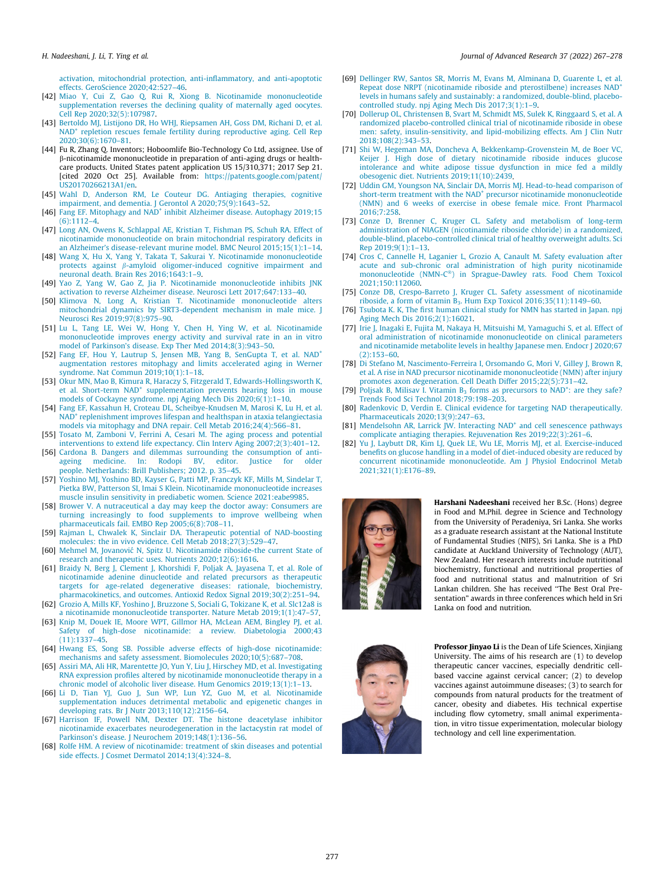activation, mitochondrial protection, anti-inflammatory, and anti-apoptotic effects. GeroScience 2020;42:527–46.

[42] Miao Y, Cui Z, Gao Q, Rui R, Xiong B. Nicotinamide mononucleotide supplementation reverses the declining quality of maternally aged oocytes. Cell Rep 2020;32(5):107987.

[43] Bertoldo MJ, Listijono DR, Ho WHJ, Riepsamen AH, Goss DM, Richani D, et al. $NAD^+$ repletion rescues female fertility during reproductive aging. Cell Rep 2020;30(6):1670–81.

[44] Fu R, Zhang Q. Inventors; Hoboomlife Bio-Technology Co Ltd, assignee. Use of β-nicotinamide mononucleotide in preparation of anti-aging drugs or health-care products. United States patent application US 15/310,371; 2017 Sep 21. [cited 2020 Oct 25]. Available from: https://patents.google.com/patent/US20170266213A1/en.

[45] Wahl D, Anderson RM, Le Couteur DG. Antiaging therapies, cognitive impairment, and dementia. J Gerontol A 2020;75(9):1643–52.

[46] Fang EF. Mitophagy and $NAD^+$ inhibit Alzheimer disease. Autophagy 2019;15(6):1112–4.

[47] Long AN, Owens K, Schlappal AE, Kristian T, Fishman PS, Schuh RA. Effect of nicotinamide mononucleotide on brain mitochondrial respiratory deficits in an Alzheimer's disease-relevant murine model. BMC Neurol 2015;15(1):1–14.

[48] Wang X, Hu X, Yang Y, Takata T, Sakurai Y. Nicotinamide mononucleotide protects against β-amyloid oligomer-induced cognitive impairment and neuronal death. Brain Res 2016;1643:1–9.

[49] Yao Z, Yang W, Gao Z, Jia P. Nicotinamide mononucleotide inhibits JNK activation to reverse Alzheimer disease. Neurosci Lett 2017;647:133–40.

[50] Klimova N, Long A, Kristian T. Nicotinamide mononucleotide alters mitochondrial dynamics by SIRT3-dependent mechanism in male mice. J Neurosci Res 2019;97(8):975–90.

[51] Lu L, Tang LE, Wei W, Hong Y, Chen H, Ying W, et al. Nicotinamide mononucleotide improves energy activity and survival rate in an in vitro model of Parkinson's disease. Exp Ther Med 2014;8(3):943–50.

[52] Fang EF, Hou Y, Lautrup S, Jensen MB, Yang B, SenGupta T, et al. $NAD^+$ augmentation restores mitophagy and limits accelerated aging in Werner syndrome. Nat Commun 2019;10(1):1–18.

[53] Okur MN, Mao B, Kimura R, Haraczy S, Fitzgerald T, Edwards-Hollingsworth K, et al. Short-term $NAD^+$ supplementation prevents hearing loss in mouse models of Cockayne syndrome. npj Aging Mech Dis 2020;6(1):1–10.

[54] Fang EF, Kassahun H, Croteau DL, Scheibye-Knudsen M, Marosi K, Lu H, et al. $NAD^+$ replenishment improves lifespan and healthspan in ataxia telangiectasia models via mitophagy and DNA repair. Cell Metab 2016;24(4):566–81.

[55] Tosato M, Zamboni V, Ferrini A, Cesari M. The aging process and potential interventions to extend life expectancy. Clin Interv Aging 2007;2(3):401–12.

[56] Cardona B. Dangers and dilemmas surrounding the consumption of anti-ageing medicine. In: Rodopi BV, editor. Justice for older people. Netherlands: Brill Publishers; 2012. p. 35–45.

[57] Yoshino MJ, Yoshino BD, Kayser G, Patti MP, Franczyk KF, Mills M, Sindelar T, Pietka BW, Patterson SI, Imai S Klein. Nicotinamide mononucleotide increases muscle insulin sensitivity in prediabetic women. Science 2021:eabe9985.

[58] Brower V. A nutraceutical a day may keep the doctor away: Consumers are turning increasingly to food supplements to improve wellbeing when pharmaceuticals fail. EMBO Rep 2005;6(8):708–11.

[59] Rajman L, Chwalek K, Sinclair DA. Therapeutic potential of NAD-boosting molecules: the in vivo evidence. Cell Metab 2018;27(3):529–47.

[60] Mehmel M, Jovanović N, Spitz U. Nicotinamide riboside-the current State of research and therapeutic uses. Nutrients 2020;12(6):1616.

[61] Braidy N, Berg J, Clement J, Khorshidi F, Poljak A, Jayasena T, et al. Role of nicotinamide adenine dinucleotide and related precursors as therapeutic targets for age-related degenerative diseases: rationale, biochemistry, pharmacokinetics, and outcomes. Antioxid Redox Signal 2019;30(2):251–94.

[62] Grozio A, Mills KF, Yoshino J, Bruzzone S, Sociali G, Tokizane K, et al. Slc12a8 is a nicotinamide mononucleotide transporter. Nature Metab 2019;1(1):47–57.

[63] Knip M, Douek IE, Moore WPT, Gillmor HA, McLean AEM, Bingley PJ, et al. Safety of high-dose nicotinamide: a review. Diabetologia 2000;43(11):1337–45.

[64] Hwang ES, Song SB. Possible adverse effects of high-dose nicotinamide: mechanisms and safety assessment. Biomolecules 2020;10(5):687–708.

[65] Assiri MA, Ali HR, Marentette JO, Yun Y, Liu J, Hirschey MD, et al. Investigating RNA expression profiles altered by nicotinamide mononucleotide therapy in a chronic model of alcoholic liver disease. Hum Genomics 2019;13(1):1–13.

[66] Li D, Tian YJ, Guo J, Sun WP, Lun YZ, Guo M, et al. Nicotinamide supplementation induces detrimental metabolic and epigenetic changes in developing rats. Br J Nutr 2013;110(12):2156–64.

[67] Harrison IF, Powell NM, Dexter DT. The histone deacetylase inhibitor nicotinamide exacerbates neurodegeneration in the lactacystin rat model of Parkinson's disease. J Neurochem 2019;148(1):136–56.

[68] Rolfe HM. A review of nicotinamide: treatment of skin diseases and potential side effects. J Cosmet Dermatol 2014;13(4):324–8.

[69] Dellinger RW, Santos SR, Morris M, Evans M, Alminana D, Guarente L, et al. Repeat dose NRPT (nicotinamide riboside and pterostilbene) increases $NAD^+$ levels in humans safely and sustainably: a randomized, double-blind, placebo-controlled study. npj Aging Mech Dis 2017;3(1):1–9.

[70] Dollerup OL, Christensen B, Svart M, Schmidt MS, Sulek K, Ringgaard S, et al. A randomized placebo-controlled clinical trial of nicotinamide riboside in obese men: safety, insulin-sensitivity, and lipid-mobilizing effects. Am J Clin Nutr 2018;108(2):343–53.

[71] Shi W, Hegeman MA, Doncheva A, Bekkenkamp-Grovenstein M, de Boer VC, Keijer J. High dose of dietary nicotinamide riboside induces glucose intolerance and white adipose tissue dysfunction in mice fed a mildly obesogenic diet. Nutrients 2019;11(10):2439.

[72] Uddin GM, Youngson NA, Sinclair DA, Morris MJ. Head-to-head comparison of short-term treatment with the $NAD^+$ precursor nicotinamide mononucleotide (NMN) and 6 weeks of exercise in obese female mice. Front Pharmacol 2016;7:258.

[73] Conze D, Brenner C, Kruger CL. Safety and metabolism of long-term administration of NIAGEN (nicotinamide riboside chloride) in a randomized, double-blind, placebo-controlled clinical trial of healthy overweight adults. Sci Rep 2019;9(1):1–13.

[74] Cros C, Cannelle H, Laganier L, Grozio A, Canault M. Safety evaluation after acute and sub-chronic oral administration of high purity nicotinamide mononucleotide (NMN-C®) in Sprague-Dawley rats. Food Chem Toxicol 2021;150:112060.

[75] Conze DB, Crespo-Barreto J, Kruger CL. Safety assessment of nicotinamide riboside, a form of vitamin $B_3$. Hum Exp Toxicol 2016;35(11):1149–60.

[76] Tsubota K. K, The first human clinical study for NMN has started in Japan. npj Aging Mech Dis 2016;2(1):16021.

[77] Irie J, Inagaki E, Fujita M, Nakaya H, Mitsuishi M, Yamaguchi S, et al. Effect of oral administration of nicotinamide mononucleotide on clinical parameters and nicotinamide metabolite levels in healthy Japanese men. Endocr J 2020;67(2):153–60.

[78] Di Stefano M, Nascimento-Ferreira I, Orsomando G, Mori V, Gilley J, Brown R, et al. A rise in NAD precursor nicotinamide mononucleotide (NMN) after injury promotes axon degeneration. Cell Death Differ 2015;22(5):731–42.

[79] Poljsak B, Milisav I. Vitamin $B_3$ forms as precursors to $NAD^+$: are they safe? Trends Food Sci Technol 2018;79:198–203.

[80] Radenkovic D, Verdin E. Clinical evidence for targeting NAD therapeutically. Pharmaceuticals 2020;13(9):247–63.

[81] Mendelsohn AR, Larrick JW. Interacting $NAD^+$ and cell senescence pathways complicate antiaging therapies. Rejuvenation Res 2019;22(3):261–6.

[82] Yu J, Laybutt DR, Kim LJ, Quek LE, Wu LE, Morris MJ, et al. Exercise-induced benefits on glucose handling in a model of diet-induced obesity are reduced by concurrent nicotinamide mononucleotide. Am J Physiol Endocrinol Metab 2021;321(1):E176–89.

**Harshani Nadeeshani** received her B.Sc. (Hons) degree in Food and M.Phil. degree in Science and Technology from the University of Peradeniya, Sri Lanka. She works as a graduate research assistant at the National Institute of Fundamental Studies (NIFS), Sri Lanka. She is a PhD candidate at Auckland University of Technology (AUT), New Zealand. Her research interests include nutritional biochemistry, functional and nutritional properties of food and nutritional status and malnutrition of Sri Lankan children. She has received "The Best Oral Presentation" awards in three conferences which held in Sri Lanka on food and nutrition.

**Professor Jinyao Li** is the Dean of Life Sciences, Xinjiang University. The aims of his research are (1) to develop therapeutic cancer vaccines, especially dendritic cell-based vaccine against cervical cancer; (2) to develop vaccines against autoimmune diseases; (3) to search for compounds from natural products for the treatment of cancer, obesity and diabetes. His technical expertise including flow cytometry, small animal experimentation, in vitro tissue experimentation, molecular biology technology and cell line experimentation.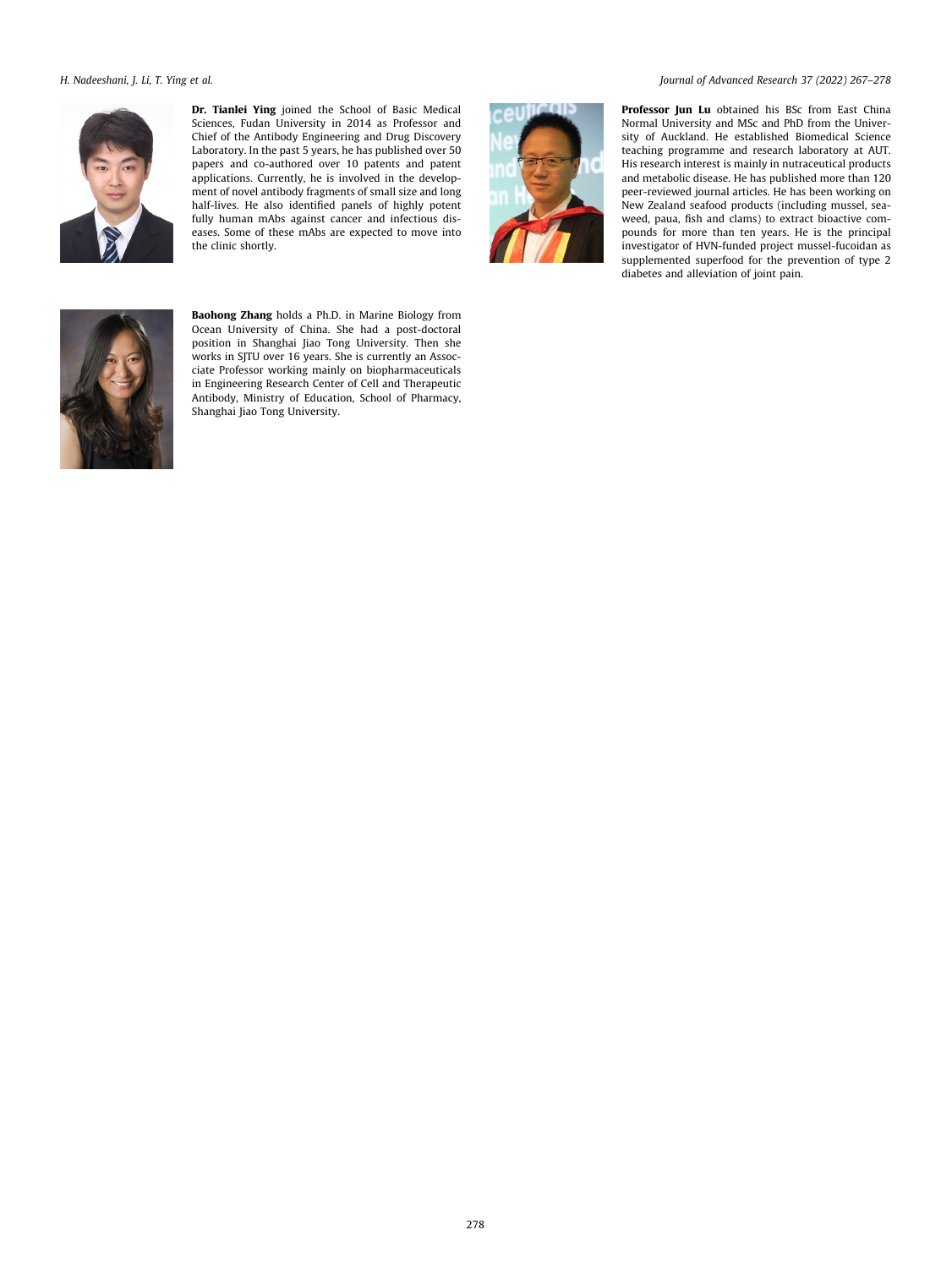**Dr. Tianlei Ying** joined the School of Basic Medical Sciences, Fudan University in 2014 as Professor and Chief of the Antibody Engineering and Drug Discovery Laboratory. In the past 5 years, he has published over 50 papers and co-authored over 10 patents and patent applications. Currently, he is involved in the development of novel antibody fragments of small size and long half-lives. He also identified panels of highly potent fully human mAbs against cancer and infectious diseases. Some of these mAbs are expected to move into the clinic shortly.

**Baohong Zhang** holds a Ph.D. in Marine Biology from Ocean University of China. She had a post-doctoral position in Shanghai Jiao Tong University. Then she works in SJTU over 16 years. She is currently an Associate Professor working mainly on biopharmaceuticals in Engineering Research Center of Cell and Therapeutic Antibody, Ministry of Education, School of Pharmacy, Shanghai Jiao Tong University.

**Professor Jun Lu** obtained his BSc from East China Normal University and MSc and PhD from the University of Auckland. He established Biomedical Science teaching programme and research laboratory at AUT. His research interest is mainly in nutraceutical products and metabolic disease. He has published more than 120 peer-reviewed journal articles. He has been working on New Zealand seafood products (including mussel, seaweed, paua, fish and clams) to extract bioactive compounds for more than ten years. He is the principal investigator of HVN-funded project mussel-fucoidan as supplemented superfood for the prevention of type 2 diabetes and alleviation of joint pain.